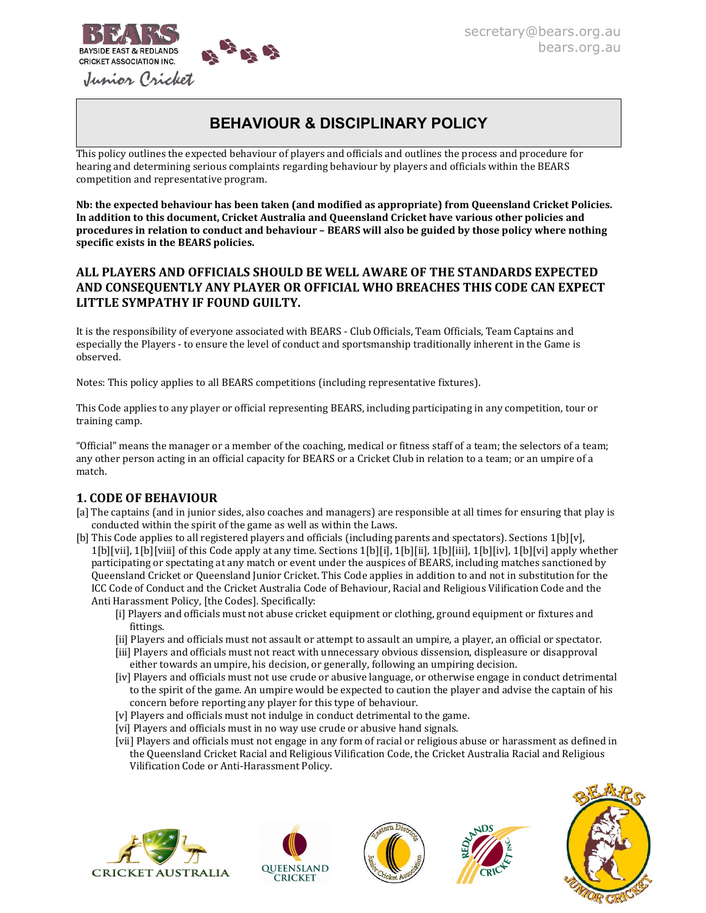BAYSIDE EAST & REDLANDS CRICKET ASSOCIATION INC.

Junior Cricket

secretary@bears.org.au
bears.org.au

# BEHAVIOUR & DISCIPLINARY POLICY

This policy outlines the expected behaviour of players and officials and outlines the process and procedure for hearing and determining serious complaints regarding behaviour by players and officials within the BEARS competition and representative program.

**Nb: the expected behaviour has been taken (and modified as appropriate) from Queensland Cricket Policies. In addition to this document, Cricket Australia and Queensland Cricket have various other policies and procedures in relation to conduct and behaviour – BEARS will also be guided by those policy where nothing specific exists in the BEARS policies.**

**ALL PLAYERS AND OFFICIALS SHOULD BE WELL AWARE OF THE STANDARDS EXPECTED AND CONSEQUENTLY ANY PLAYER OR OFFICIAL WHO BREACHES THIS CODE CAN EXPECT LITTLE SYMPATHY IF FOUND GUILTY.**

It is the responsibility of everyone associated with BEARS - Club Officials, Team Officials, Team Captains and especially the Players - to ensure the level of conduct and sportsmanship traditionally inherent in the Game is observed.

Notes: This policy applies to all BEARS competitions (including representative fixtures).

This Code applies to any player or official representing BEARS, including participating in any competition, tour or training camp.

"Official" means the manager or a member of the coaching, medical or fitness staff of a team; the selectors of a team; any other person acting in an official capacity for BEARS or a Cricket Club in relation to a team; or an umpire of a match.

## 1. CODE OF BEHAVIOUR

[a] The captains (and in junior sides, also coaches and managers) are responsible at all times for ensuring that play is conducted within the spirit of the game as well as within the Laws.

[b] This Code applies to all registered players and officials (including parents and spectators). Sections 1[b][v], 1[b][vii], 1[b][viii] of this Code apply at any time. Sections 1[b][i], 1[b][ii], 1[b][iii], 1[b][iv], 1[b][vi] apply whether participating or spectating at any match or event under the auspices of BEARS, including matches sanctioned by Queensland Cricket or Queensland Junior Cricket. This Code applies in addition to and not in substitution for the ICC Code of Conduct and the Cricket Australia Code of Behaviour, Racial and Religious Vilification Code and the Anti Harassment Policy, [the Codes]. Specifically:

- [i] Players and officials must not abuse cricket equipment or clothing, ground equipment or fixtures and fittings.
- [ii] Players and officials must not assault or attempt to assault an umpire, a player, an official or spectator.
- [iii] Players and officials must not react with unnecessary obvious dissension, displeasure or disapproval either towards an umpire, his decision, or generally, following an umpiring decision.
- [iv] Players and officials must not use crude or abusive language, or otherwise engage in conduct detrimental to the spirit of the game. An umpire would be expected to caution the player and advise the captain of his concern before reporting any player for this type of behaviour.
- [v] Players and officials must not indulge in conduct detrimental to the game.
- [vi] Players and officials must in no way use crude or abusive hand signals.
- [vii] Players and officials must not engage in any form of racial or religious abuse or harassment as defined in the Queensland Cricket Racial and Religious Vilification Code, the Cricket Australia Racial and Religious Vilification Code or Anti-Harassment Policy.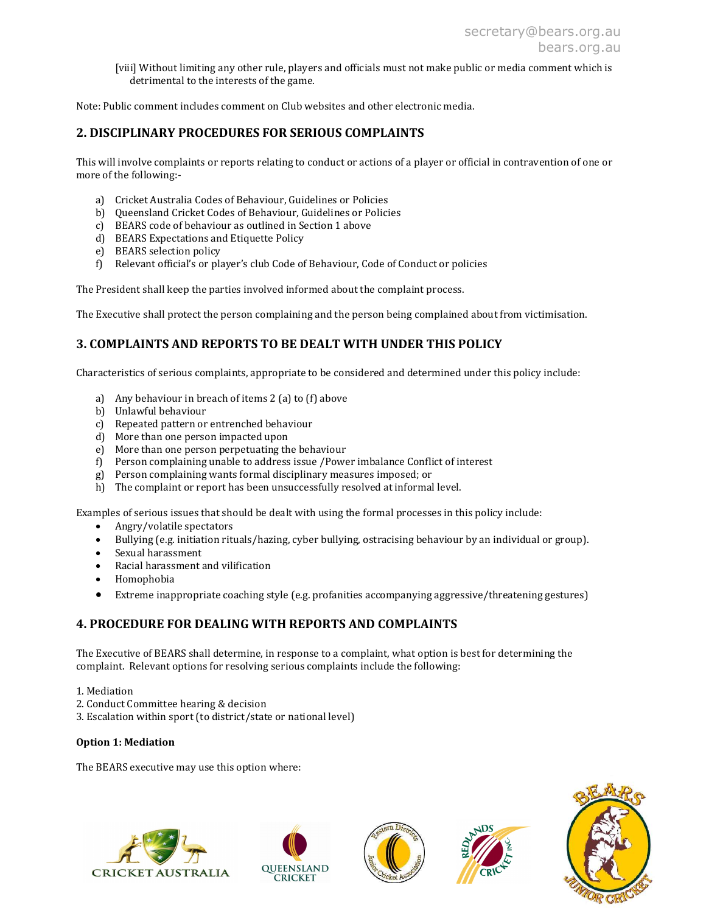[viii] Without limiting any other rule, players and officials must not make public or media comment which is detrimental to the interests of the game.

Note: Public comment includes comment on Club websites and other electronic media.

## 2. DISCIPLINARY PROCEDURES FOR SERIOUS COMPLAINTS

This will involve complaints or reports relating to conduct or actions of a player or official in contravention of one or more of the following:-

a) Cricket Australia Codes of Behaviour, Guidelines or Policies
b) Queensland Cricket Codes of Behaviour, Guidelines or Policies
c) BEARS code of behaviour as outlined in Section 1 above
d) BEARS Expectations and Etiquette Policy
e) BEARS selection policy
f) Relevant official's or player's club Code of Behaviour, Code of Conduct or policies

The President shall keep the parties involved informed about the complaint process.

The Executive shall protect the person complaining and the person being complained about from victimisation.

## 3. COMPLAINTS AND REPORTS TO BE DEALT WITH UNDER THIS POLICY

Characteristics of serious complaints, appropriate to be considered and determined under this policy include:

a) Any behaviour in breach of items 2 (a) to (f) above
b) Unlawful behaviour
c) Repeated pattern or entrenched behaviour
d) More than one person impacted upon
e) More than one person perpetuating the behaviour
f) Person complaining unable to address issue /Power imbalance Conflict of interest
g) Person complaining wants formal disciplinary measures imposed; or
h) The complaint or report has been unsuccessfully resolved at informal level.

Examples of serious issues that should be dealt with using the formal processes in this policy include:

- Angry/volatile spectators
- Bullying (e.g. initiation rituals/hazing, cyber bullying, ostracising behaviour by an individual or group).
- Sexual harassment
- Racial harassment and vilification
- Homophobia
- Extreme inappropriate coaching style (e.g. profanities accompanying aggressive/threatening gestures)

## 4. PROCEDURE FOR DEALING WITH REPORTS AND COMPLAINTS

The Executive of BEARS shall determine, in response to a complaint, what option is best for determining the complaint. Relevant options for resolving serious complaints include the following:

1. Mediation
2. Conduct Committee hearing & decision
3. Escalation within sport (to district/state or national level)

**Option 1: Mediation**

The BEARS executive may use this option where: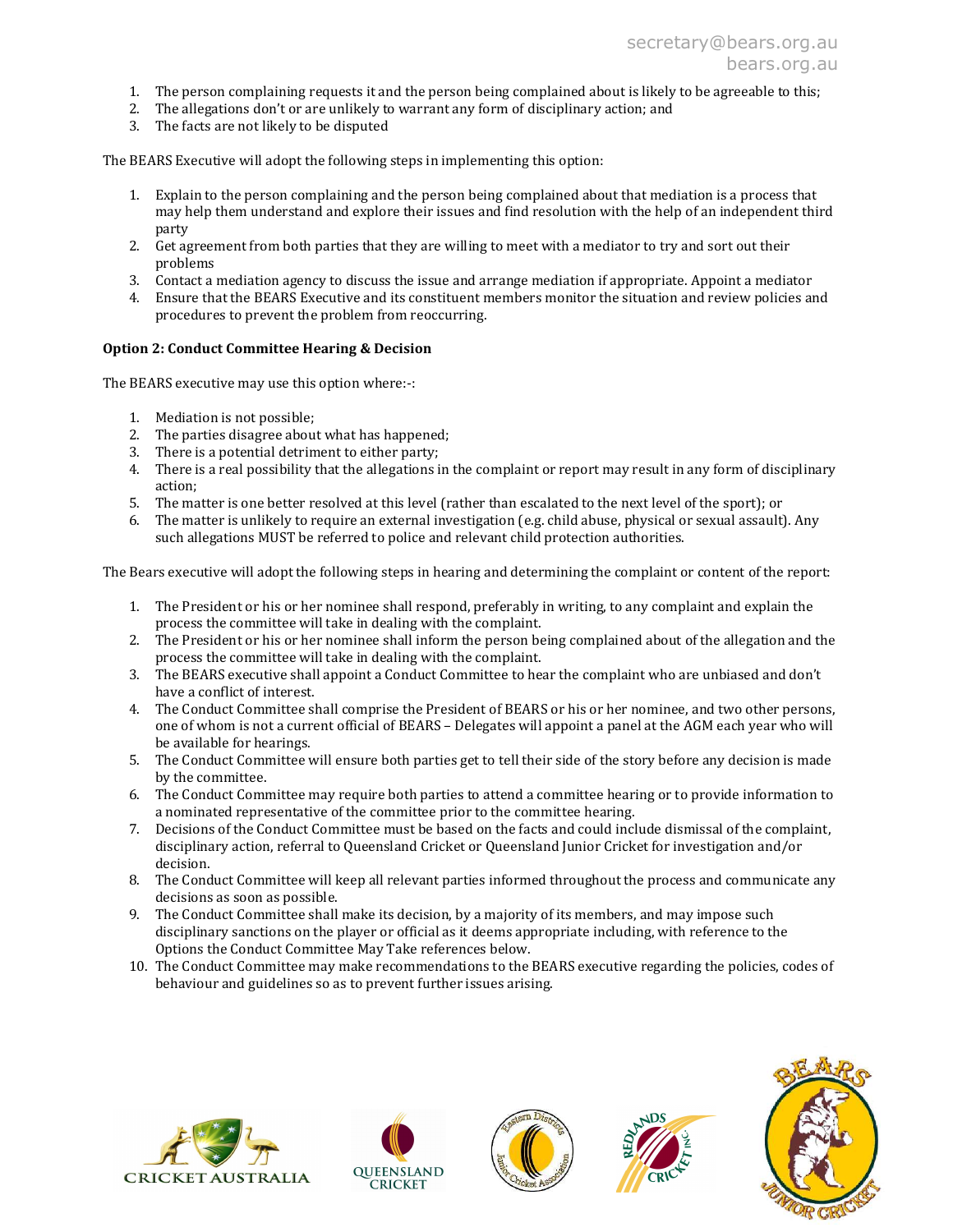1. The person complaining requests it and the person being complained about is likely to be agreeable to this;
2. The allegations don't or are unlikely to warrant any form of disciplinary action; and
3. The facts are not likely to be disputed

The BEARS Executive will adopt the following steps in implementing this option:

1. Explain to the person complaining and the person being complained about that mediation is a process that may help them understand and explore their issues and find resolution with the help of an independent third party
2. Get agreement from both parties that they are willing to meet with a mediator to try and sort out their problems
3. Contact a mediation agency to discuss the issue and arrange mediation if appropriate. Appoint a mediator
4. Ensure that the BEARS Executive and its constituent members monitor the situation and review policies and procedures to prevent the problem from reoccurring.

**Option 2: Conduct Committee Hearing & Decision**

The BEARS executive may use this option where:-:

1. Mediation is not possible;
2. The parties disagree about what has happened;
3. There is a potential detriment to either party;
4. There is a real possibility that the allegations in the complaint or report may result in any form of disciplinary action;
5. The matter is one better resolved at this level (rather than escalated to the next level of the sport); or
6. The matter is unlikely to require an external investigation (e.g. child abuse, physical or sexual assault). Any such allegations MUST be referred to police and relevant child protection authorities.

The Bears executive will adopt the following steps in hearing and determining the complaint or content of the report:

1. The President or his or her nominee shall respond, preferably in writing, to any complaint and explain the process the committee will take in dealing with the complaint.
2. The President or his or her nominee shall inform the person being complained about of the allegation and the process the committee will take in dealing with the complaint.
3. The BEARS executive shall appoint a Conduct Committee to hear the complaint who are unbiased and don't have a conflict of interest.
4. The Conduct Committee shall comprise the President of BEARS or his or her nominee, and two other persons, one of whom is not a current official of BEARS – Delegates will appoint a panel at the AGM each year who will be available for hearings.
5. The Conduct Committee will ensure both parties get to tell their side of the story before any decision is made by the committee.
6. The Conduct Committee may require both parties to attend a committee hearing or to provide information to a nominated representative of the committee prior to the committee hearing.
7. Decisions of the Conduct Committee must be based on the facts and could include dismissal of the complaint, disciplinary action, referral to Queensland Cricket or Queensland Junior Cricket for investigation and/or decision.
8. The Conduct Committee will keep all relevant parties informed throughout the process and communicate any decisions as soon as possible.
9. The Conduct Committee shall make its decision, by a majority of its members, and may impose such disciplinary sanctions on the player or official as it deems appropriate including, with reference to the Options the Conduct Committee May Take references below.
10. The Conduct Committee may make recommendations to the BEARS executive regarding the policies, codes of behaviour and guidelines so as to prevent further issues arising.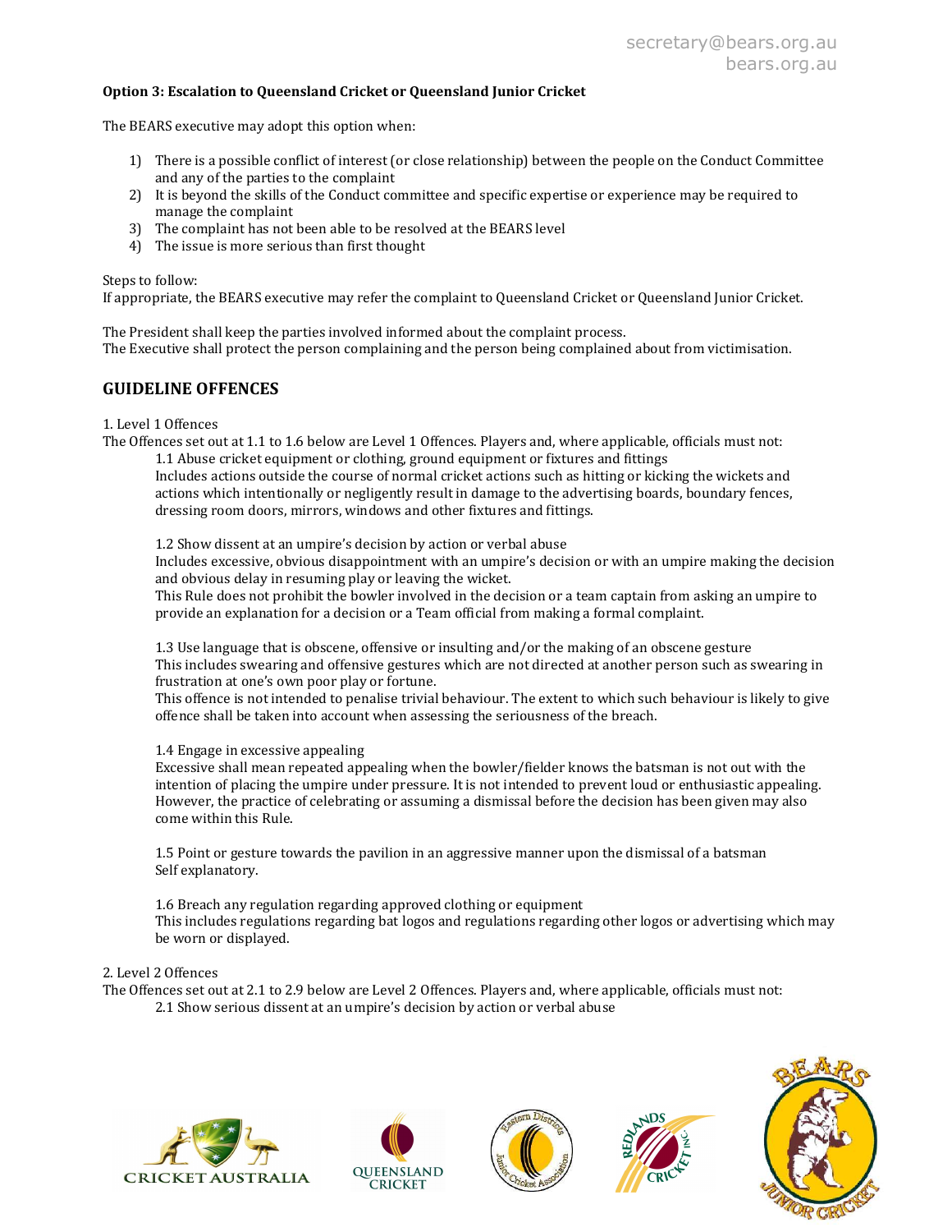**Option 3: Escalation to Queensland Cricket or Queensland Junior Cricket**

The BEARS executive may adopt this option when:

1) There is a possible conflict of interest (or close relationship) between the people on the Conduct Committee and any of the parties to the complaint
2) It is beyond the skills of the Conduct committee and specific expertise or experience may be required to manage the complaint
3) The complaint has not been able to be resolved at the BEARS level
4) The issue is more serious than first thought

Steps to follow:
If appropriate, the BEARS executive may refer the complaint to Queensland Cricket or Queensland Junior Cricket.

The President shall keep the parties involved informed about the complaint process.
The Executive shall protect the person complaining and the person being complained about from victimisation.

## GUIDELINE OFFENCES

1. Level 1 Offences
The Offences set out at 1.1 to 1.6 below are Level 1 Offences. Players and, where applicable, officials must not:

1.1 Abuse cricket equipment or clothing, ground equipment or fixtures and fittings
Includes actions outside the course of normal cricket actions such as hitting or kicking the wickets and actions which intentionally or negligently result in damage to the advertising boards, boundary fences, dressing room doors, mirrors, windows and other fixtures and fittings.

1.2 Show dissent at an umpire's decision by action or verbal abuse
Includes excessive, obvious disappointment with an umpire's decision or with an umpire making the decision and obvious delay in resuming play or leaving the wicket.
This Rule does not prohibit the bowler involved in the decision or a team captain from asking an umpire to provide an explanation for a decision or a Team official from making a formal complaint.

1.3 Use language that is obscene, offensive or insulting and/or the making of an obscene gesture
This includes swearing and offensive gestures which are not directed at another person such as swearing in frustration at one's own poor play or fortune.
This offence is not intended to penalise trivial behaviour. The extent to which such behaviour is likely to give offence shall be taken into account when assessing the seriousness of the breach.

1.4 Engage in excessive appealing
Excessive shall mean repeated appealing when the bowler/fielder knows the batsman is not out with the intention of placing the umpire under pressure. It is not intended to prevent loud or enthusiastic appealing. However, the practice of celebrating or assuming a dismissal before the decision has been given may also come within this Rule.

1.5 Point or gesture towards the pavilion in an aggressive manner upon the dismissal of a batsman
Self explanatory.

1.6 Breach any regulation regarding approved clothing or equipment
This includes regulations regarding bat logos and regulations regarding other logos or advertising which may be worn or displayed.

2. Level 2 Offences
The Offences set out at 2.1 to 2.9 below are Level 2 Offences. Players and, where applicable, officials must not:

2.1 Show serious dissent at an umpire's decision by action or verbal abuse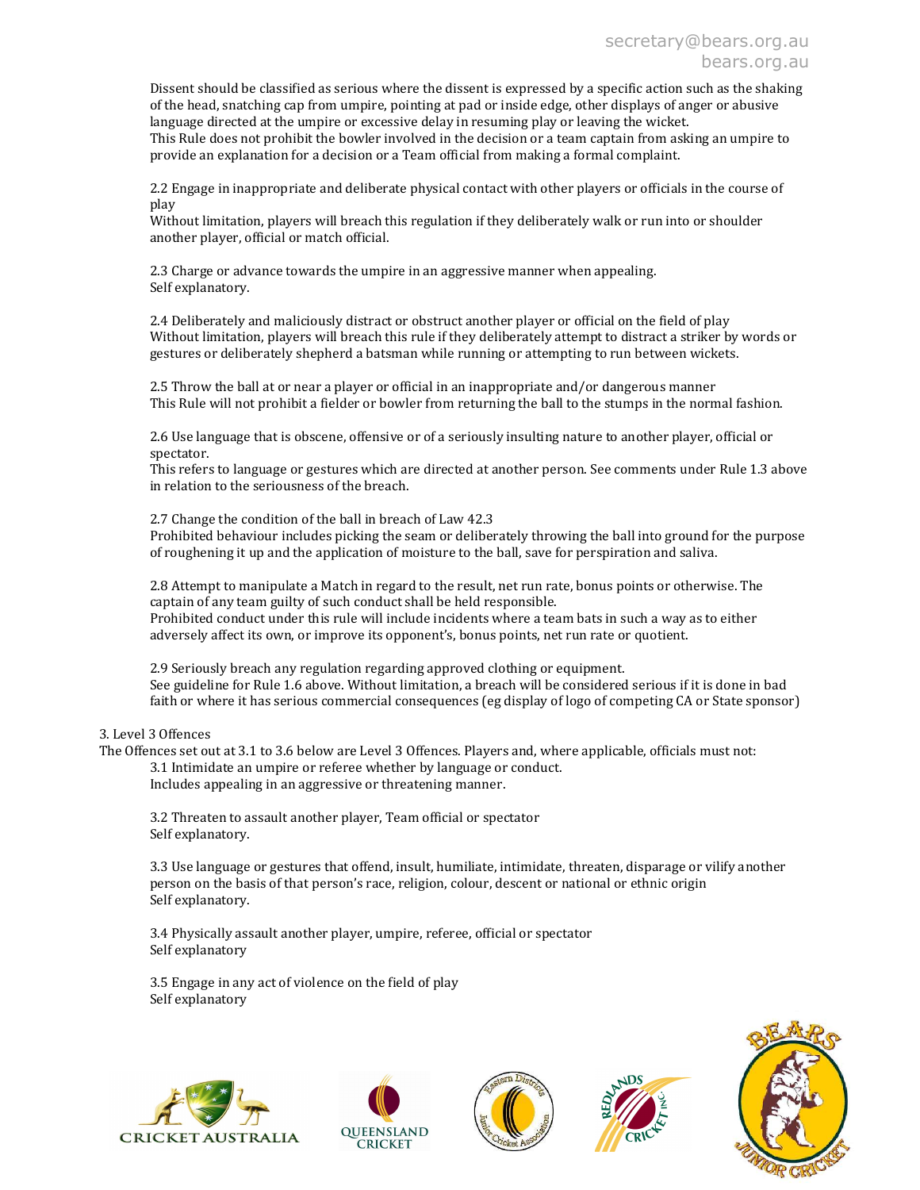Dissent should be classified as serious where the dissent is expressed by a specific action such as the shaking of the head, snatching cap from umpire, pointing at pad or inside edge, other displays of anger or abusive language directed at the umpire or excessive delay in resuming play or leaving the wicket.
This Rule does not prohibit the bowler involved in the decision or a team captain from asking an umpire to provide an explanation for a decision or a Team official from making a formal complaint.

2.2 Engage in inappropriate and deliberate physical contact with other players or officials in the course of play
Without limitation, players will breach this regulation if they deliberately walk or run into or shoulder another player, official or match official.

2.3 Charge or advance towards the umpire in an aggressive manner when appealing.
Self explanatory.

2.4 Deliberately and maliciously distract or obstruct another player or official on the field of play
Without limitation, players will breach this rule if they deliberately attempt to distract a striker by words or gestures or deliberately shepherd a batsman while running or attempting to run between wickets.

2.5 Throw the ball at or near a player or official in an inappropriate and/or dangerous manner
This Rule will not prohibit a fielder or bowler from returning the ball to the stumps in the normal fashion.

2.6 Use language that is obscene, offensive or of a seriously insulting nature to another player, official or spectator.
This refers to language or gestures which are directed at another person. See comments under Rule 1.3 above in relation to the seriousness of the breach.

2.7 Change the condition of the ball in breach of Law 42.3
Prohibited behaviour includes picking the seam or deliberately throwing the ball into ground for the purpose of roughening it up and the application of moisture to the ball, save for perspiration and saliva.

2.8 Attempt to manipulate a Match in regard to the result, net run rate, bonus points or otherwise. The captain of any team guilty of such conduct shall be held responsible.
Prohibited conduct under this rule will include incidents where a team bats in such a way as to either adversely affect its own, or improve its opponent's, bonus points, net run rate or quotient.

2.9 Seriously breach any regulation regarding approved clothing or equipment.
See guideline for Rule 1.6 above. Without limitation, a breach will be considered serious if it is done in bad faith or where it has serious commercial consequences (eg display of logo of competing CA or State sponsor)

3. Level 3 Offences

The Offences set out at 3.1 to 3.6 below are Level 3 Offences. Players and, where applicable, officials must not:

3.1 Intimidate an umpire or referee whether by language or conduct.
Includes appealing in an aggressive or threatening manner.

3.2 Threaten to assault another player, Team official or spectator
Self explanatory.

3.3 Use language or gestures that offend, insult, humiliate, intimidate, threaten, disparage or vilify another person on the basis of that person's race, religion, colour, descent or national or ethnic origin
Self explanatory.

3.4 Physically assault another player, umpire, referee, official or spectator
Self explanatory

3.5 Engage in any act of violence on the field of play
Self explanatory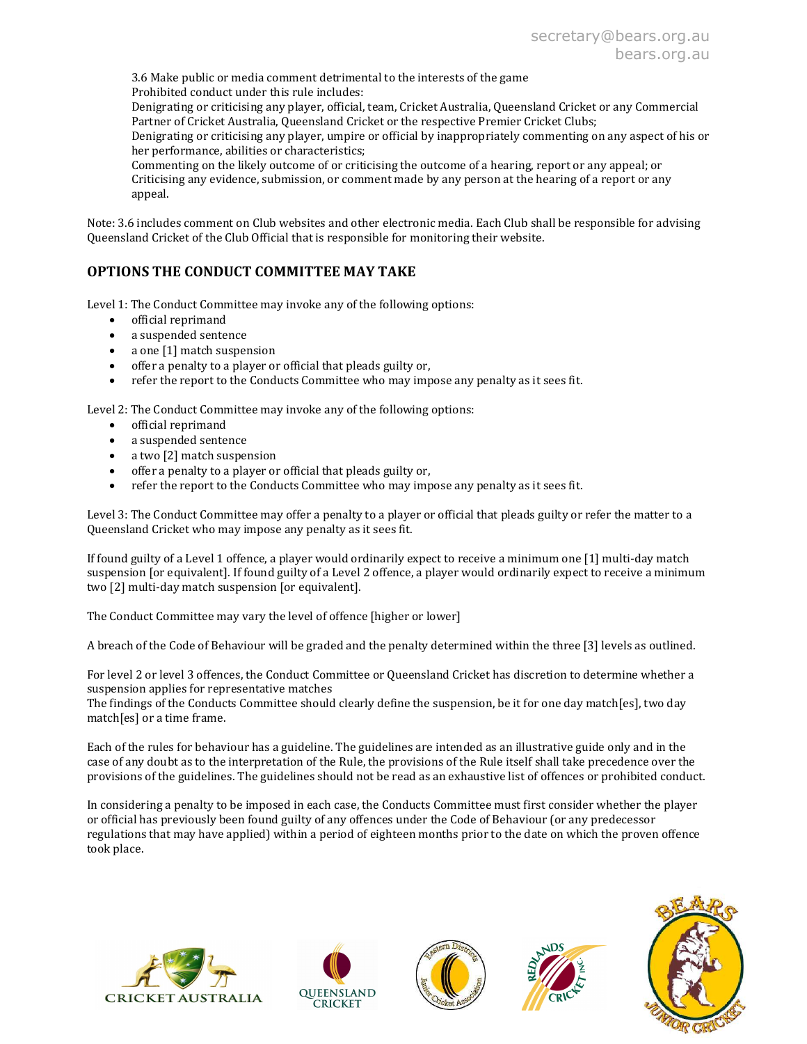3.6 Make public or media comment detrimental to the interests of the game

Prohibited conduct under this rule includes:

Denigrating or criticising any player, official, team, Cricket Australia, Queensland Cricket or any Commercial Partner of Cricket Australia, Queensland Cricket or the respective Premier Cricket Clubs;

Denigrating or criticising any player, umpire or official by inappropriately commenting on any aspect of his or her performance, abilities or characteristics;

Commenting on the likely outcome of or criticising the outcome of a hearing, report or any appeal; or

Criticising any evidence, submission, or comment made by any person at the hearing of a report or any appeal.

Note: 3.6 includes comment on Club websites and other electronic media. Each Club shall be responsible for advising Queensland Cricket of the Club Official that is responsible for monitoring their website.

## OPTIONS THE CONDUCT COMMITTEE MAY TAKE

Level 1: The Conduct Committee may invoke any of the following options:

- official reprimand
- a suspended sentence
- a one [1] match suspension
- offer a penalty to a player or official that pleads guilty or,
- refer the report to the Conducts Committee who may impose any penalty as it sees fit.

Level 2: The Conduct Committee may invoke any of the following options:

- official reprimand
- a suspended sentence
- a two [2] match suspension
- offer a penalty to a player or official that pleads guilty or,
- refer the report to the Conducts Committee who may impose any penalty as it sees fit.

Level 3: The Conduct Committee may offer a penalty to a player or official that pleads guilty or refer the matter to a Queensland Cricket who may impose any penalty as it sees fit.

If found guilty of a Level 1 offence, a player would ordinarily expect to receive a minimum one [1] multi-day match suspension [or equivalent]. If found guilty of a Level 2 offence, a player would ordinarily expect to receive a minimum two [2] multi-day match suspension [or equivalent].

The Conduct Committee may vary the level of offence [higher or lower]

A breach of the Code of Behaviour will be graded and the penalty determined within the three [3] levels as outlined.

For level 2 or level 3 offences, the Conduct Committee or Queensland Cricket has discretion to determine whether a suspension applies for representative matches

The findings of the Conducts Committee should clearly define the suspension, be it for one day match[es], two day match[es] or a time frame.

Each of the rules for behaviour has a guideline. The guidelines are intended as an illustrative guide only and in the case of any doubt as to the interpretation of the Rule, the provisions of the Rule itself shall take precedence over the provisions of the guidelines. The guidelines should not be read as an exhaustive list of offences or prohibited conduct.

In considering a penalty to be imposed in each case, the Conducts Committee must first consider whether the player or official has previously been found guilty of any offences under the Code of Behaviour (or any predecessor regulations that may have applied) within a period of eighteen months prior to the date on which the proven offence took place.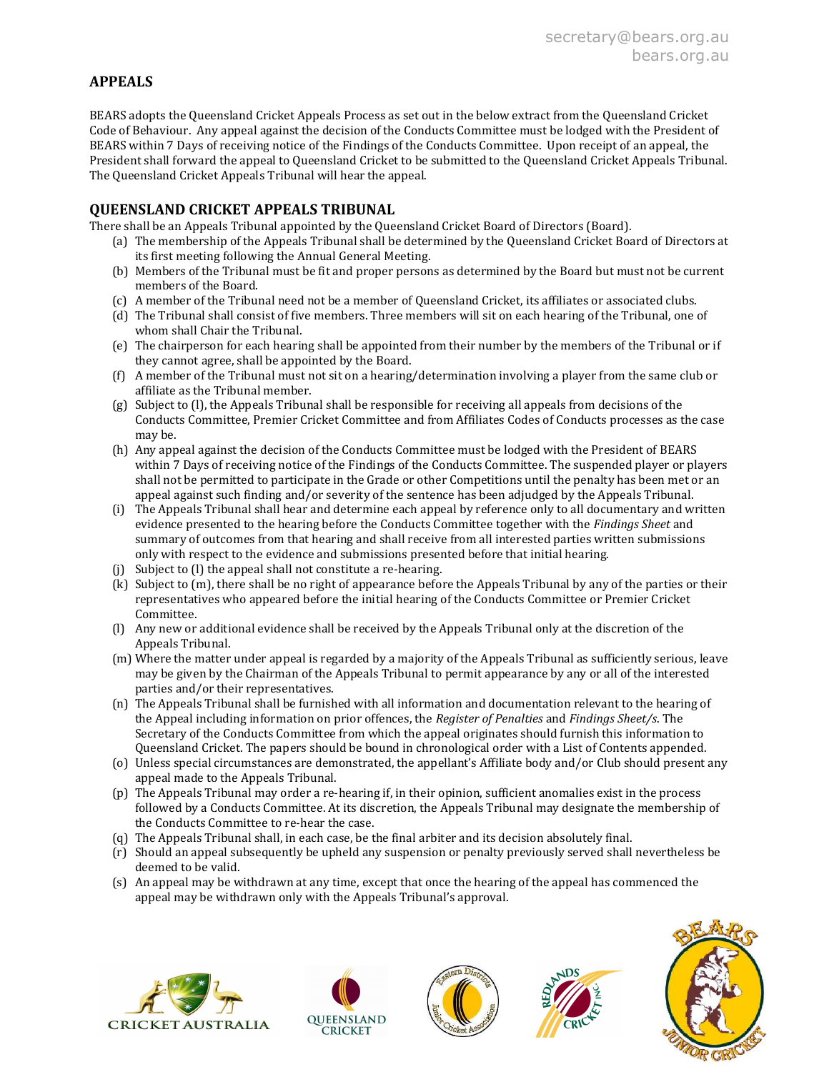## APPEALS

BEARS adopts the Queensland Cricket Appeals Process as set out in the below extract from the Queensland Cricket Code of Behaviour. Any appeal against the decision of the Conducts Committee must be lodged with the President of BEARS within 7 Days of receiving notice of the Findings of the Conducts Committee. Upon receipt of an appeal, the President shall forward the appeal to Queensland Cricket to be submitted to the Queensland Cricket Appeals Tribunal. The Queensland Cricket Appeals Tribunal will hear the appeal.

## QUEENSLAND CRICKET APPEALS TRIBUNAL

There shall be an Appeals Tribunal appointed by the Queensland Cricket Board of Directors (Board).

(a) The membership of the Appeals Tribunal shall be determined by the Queensland Cricket Board of Directors at its first meeting following the Annual General Meeting.

(b) Members of the Tribunal must be fit and proper persons as determined by the Board but must not be current members of the Board.

(c) A member of the Tribunal need not be a member of Queensland Cricket, its affiliates or associated clubs.

(d) The Tribunal shall consist of five members. Three members will sit on each hearing of the Tribunal, one of whom shall Chair the Tribunal.

(e) The chairperson for each hearing shall be appointed from their number by the members of the Tribunal or if they cannot agree, shall be appointed by the Board.

(f) A member of the Tribunal must not sit on a hearing/determination involving a player from the same club or affiliate as the Tribunal member.

(g) Subject to (l), the Appeals Tribunal shall be responsible for receiving all appeals from decisions of the Conducts Committee, Premier Cricket Committee and from Affiliates Codes of Conducts processes as the case may be.

(h) Any appeal against the decision of the Conducts Committee must be lodged with the President of BEARS within 7 Days of receiving notice of the Findings of the Conducts Committee. The suspended player or players shall not be permitted to participate in the Grade or other Competitions until the penalty has been met or an appeal against such finding and/or severity of the sentence has been adjudged by the Appeals Tribunal.

(i) The Appeals Tribunal shall hear and determine each appeal by reference only to all documentary and written evidence presented to the hearing before the Conducts Committee together with the *Findings Sheet* and summary of outcomes from that hearing and shall receive from all interested parties written submissions only with respect to the evidence and submissions presented before that initial hearing.

(j) Subject to (l) the appeal shall not constitute a re-hearing.

(k) Subject to (m), there shall be no right of appearance before the Appeals Tribunal by any of the parties or their representatives who appeared before the initial hearing of the Conducts Committee or Premier Cricket Committee.

(l) Any new or additional evidence shall be received by the Appeals Tribunal only at the discretion of the Appeals Tribunal.

(m) Where the matter under appeal is regarded by a majority of the Appeals Tribunal as sufficiently serious, leave may be given by the Chairman of the Appeals Tribunal to permit appearance by any or all of the interested parties and/or their representatives.

(n) The Appeals Tribunal shall be furnished with all information and documentation relevant to the hearing of the Appeal including information on prior offences, the *Register of Penalties* and *Findings Sheet/s*. The Secretary of the Conducts Committee from which the appeal originates should furnish this information to Queensland Cricket. The papers should be bound in chronological order with a List of Contents appended.

(o) Unless special circumstances are demonstrated, the appellant's Affiliate body and/or Club should present any appeal made to the Appeals Tribunal.

(p) The Appeals Tribunal may order a re-hearing if, in their opinion, sufficient anomalies exist in the process followed by a Conducts Committee. At its discretion, the Appeals Tribunal may designate the membership of the Conducts Committee to re-hear the case.

(q) The Appeals Tribunal shall, in each case, be the final arbiter and its decision absolutely final.

(r) Should an appeal subsequently be upheld any suspension or penalty previously served shall nevertheless be deemed to be valid.

(s) An appeal may be withdrawn at any time, except that once the hearing of the appeal has commenced the appeal may be withdrawn only with the Appeals Tribunal's approval.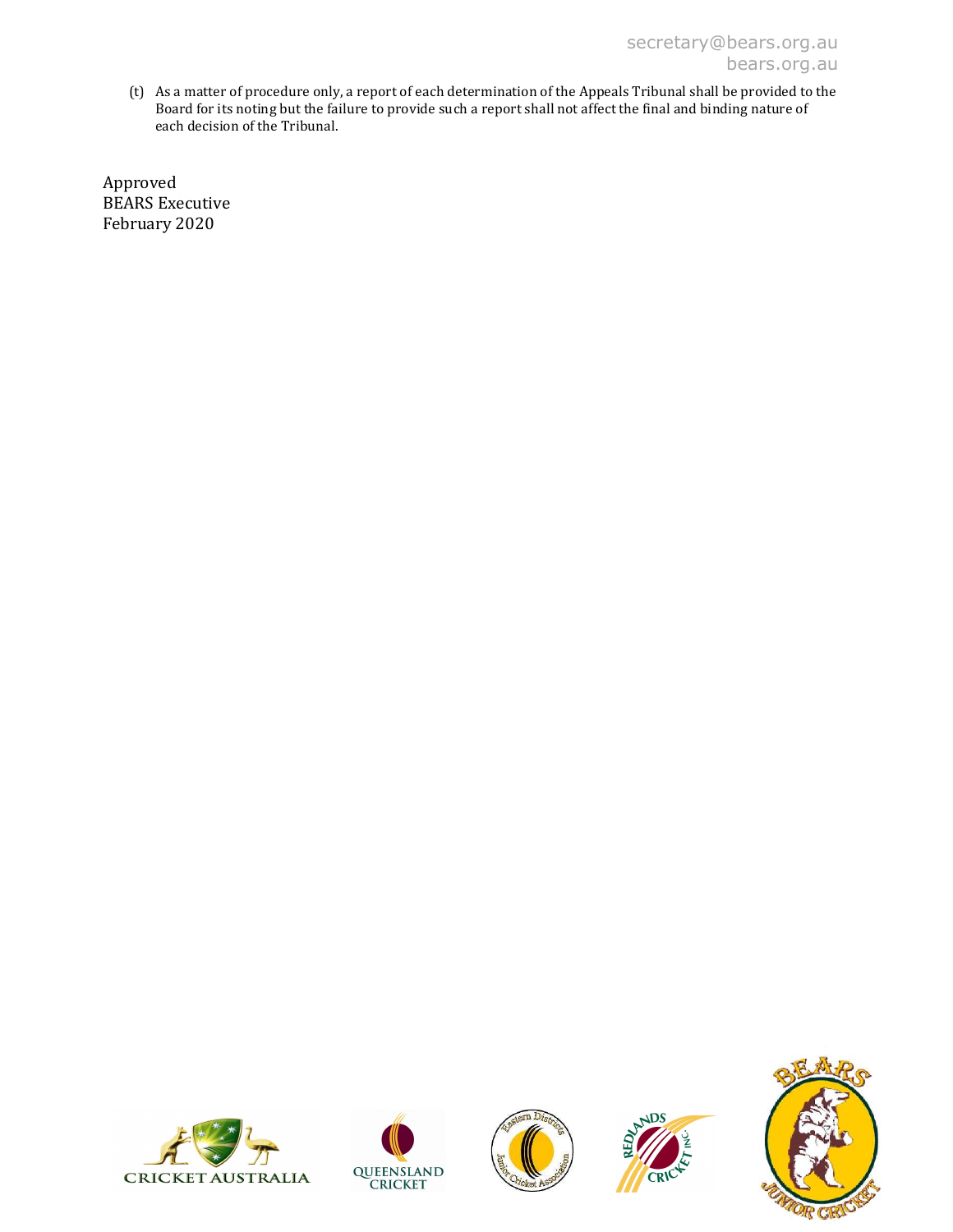(t) As a matter of procedure only, a report of each determination of the Appeals Tribunal shall be provided to the Board for its noting but the failure to provide such a report shall not affect the final and binding nature of each decision of the Tribunal.

Approved
BEARS Executive
February 2020